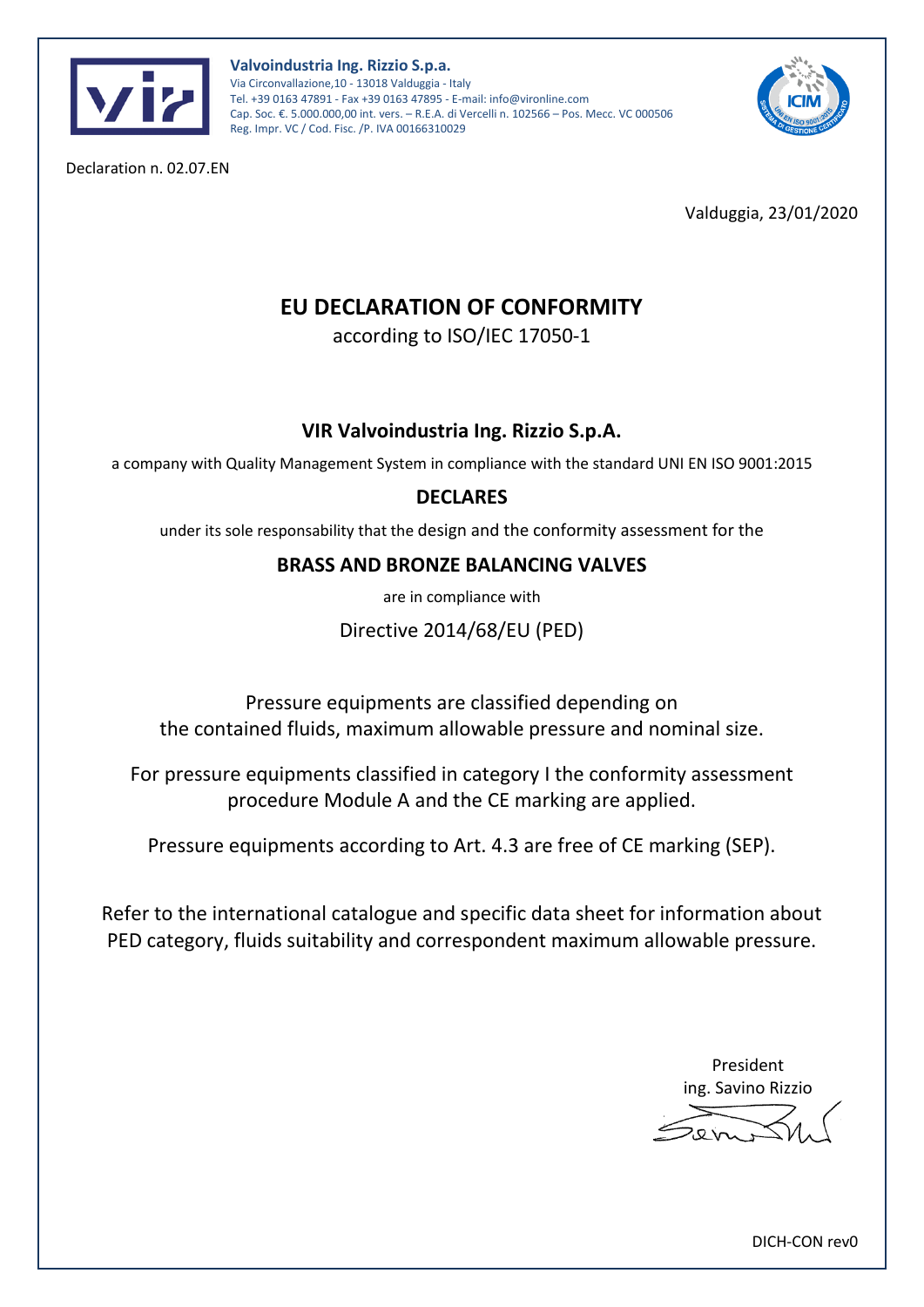**Valvoindustria Ing. Rizzio S.p.a.**
Via Circonvallazione,10 - 13018 Valduggia - Italy
Tel. +39 0163 47891 - Fax +39 0163 47895 - E-mail: info@vironline.com
Cap. Soc. €. 5.000.000,00 int. vers. – R.E.A. di Vercelli n. 102566 – Pos. Mecc. VC 000506
Reg. Impr. VC / Cod. Fisc. /P. IVA 00166310029

Declaration n. 02.07.EN

Valduggia, 23/01/2020

# EU DECLARATION OF CONFORMITY

according to ISO/IEC 17050-1

## VIR Valvoindustria Ing. Rizzio S.p.A.

a company with Quality Management System in compliance with the standard UNI EN ISO 9001:2015

## DECLARES

under its sole responsability that the design and the conformity assessment for the

## BRASS AND BRONZE BALANCING VALVES

are in compliance with

Directive 2014/68/EU (PED)

Pressure equipments are classified depending on the contained fluids, maximum allowable pressure and nominal size.

For pressure equipments classified in category I the conformity assessment procedure Module A and the CE marking are applied.

Pressure equipments according to Art. 4.3 are free of CE marking (SEP).

Refer to the international catalogue and specific data sheet for information about PED category, fluids suitability and correspondent maximum allowable pressure.

President
ing. Savino Rizzio

DICH-CON rev0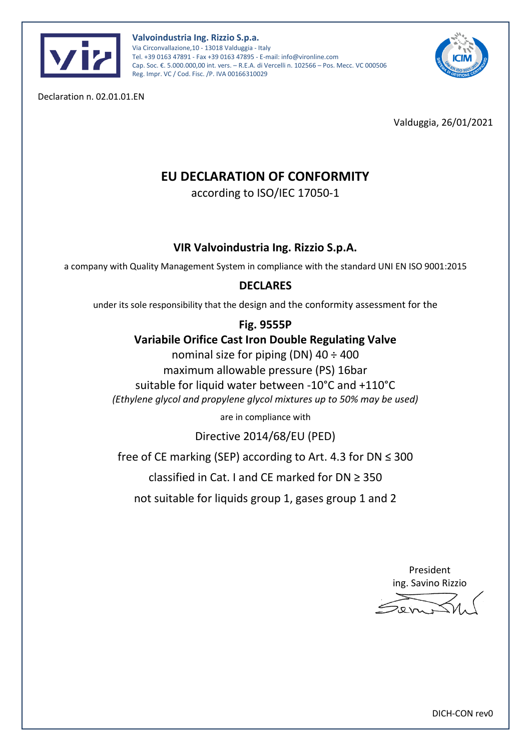**Valvoindustria Ing. Rizzio S.p.a.**
Via Circonvallazione,10 - 13018 Valduggia - Italy
Tel. +39 0163 47891 - Fax +39 0163 47895 - E-mail: info@vironline.com
Cap. Soc. €. 5.000.000,00 int. vers. – R.E.A. di Vercelli n. 102566 – Pos. Mecc. VC 000506
Reg. Impr. VC / Cod. Fisc. /P. IVA 00166310029

Declaration n. 02.01.01.EN

Valduggia, 26/01/2021

# EU DECLARATION OF CONFORMITY

according to ISO/IEC 17050-1

## VIR Valvoindustria Ing. Rizzio S.p.A.

a company with Quality Management System in compliance with the standard UNI EN ISO 9001:2015

## DECLARES

under its sole responsibility that the design and the conformity assessment for the

**Fig. 9555P**

**Variabile Orifice Cast Iron Double Regulating Valve**

nominal size for piping (DN) 40 ÷ 400

maximum allowable pressure (PS) 16bar

suitable for liquid water between -10°C and +110°C

*(Ethylene glycol and propylene glycol mixtures up to 50% may be used)*

are in compliance with

Directive 2014/68/EU (PED)

free of CE marking (SEP) according to Art. 4.3 for DN ≤ 300

classified in Cat. I and CE marked for DN ≥ 350

not suitable for liquids group 1, gases group 1 and 2

President
ing. Savino Rizzio

DICH-CON rev0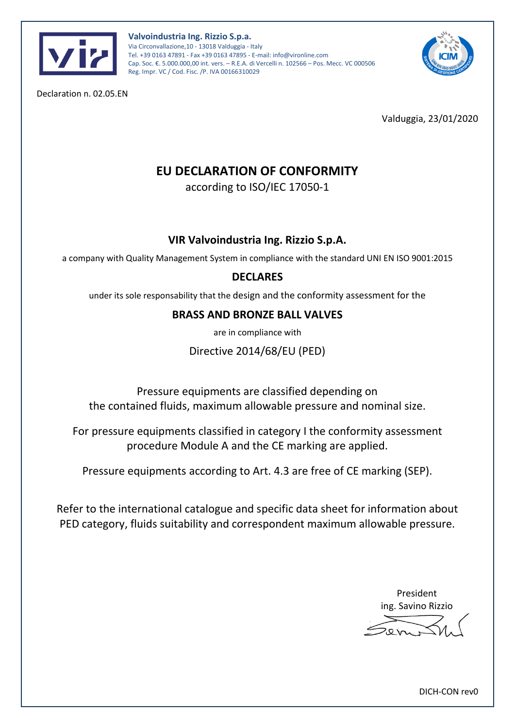**Valvoindustria Ing. Rizzio S.p.a.**
Via Circonvallazione,10 - 13018 Valduggia - Italy
Tel. +39 0163 47891 - Fax +39 0163 47895 - E-mail: info@vironline.com
Cap. Soc. €. 5.000.000,00 int. vers. – R.E.A. di Vercelli n. 102566 – Pos. Mecc. VC 000506
Reg. Impr. VC / Cod. Fisc. /P. IVA 00166310029

Declaration n. 02.05.EN

Valduggia, 23/01/2020

# EU DECLARATION OF CONFORMITY

according to ISO/IEC 17050-1

## VIR Valvoindustria Ing. Rizzio S.p.A.

a company with Quality Management System in compliance with the standard UNI EN ISO 9001:2015

**DECLARES**

under its sole responsability that the design and the conformity assessment for the

**BRASS AND BRONZE BALL VALVES**

are in compliance with

Directive 2014/68/EU (PED)

Pressure equipments are classified depending on the contained fluids, maximum allowable pressure and nominal size.

For pressure equipments classified in category I the conformity assessment procedure Module A and the CE marking are applied.

Pressure equipments according to Art. 4.3 are free of CE marking (SEP).

Refer to the international catalogue and specific data sheet for information about PED category, fluids suitability and correspondent maximum allowable pressure.

President
ing. Savino Rizzio

DICH-CON rev0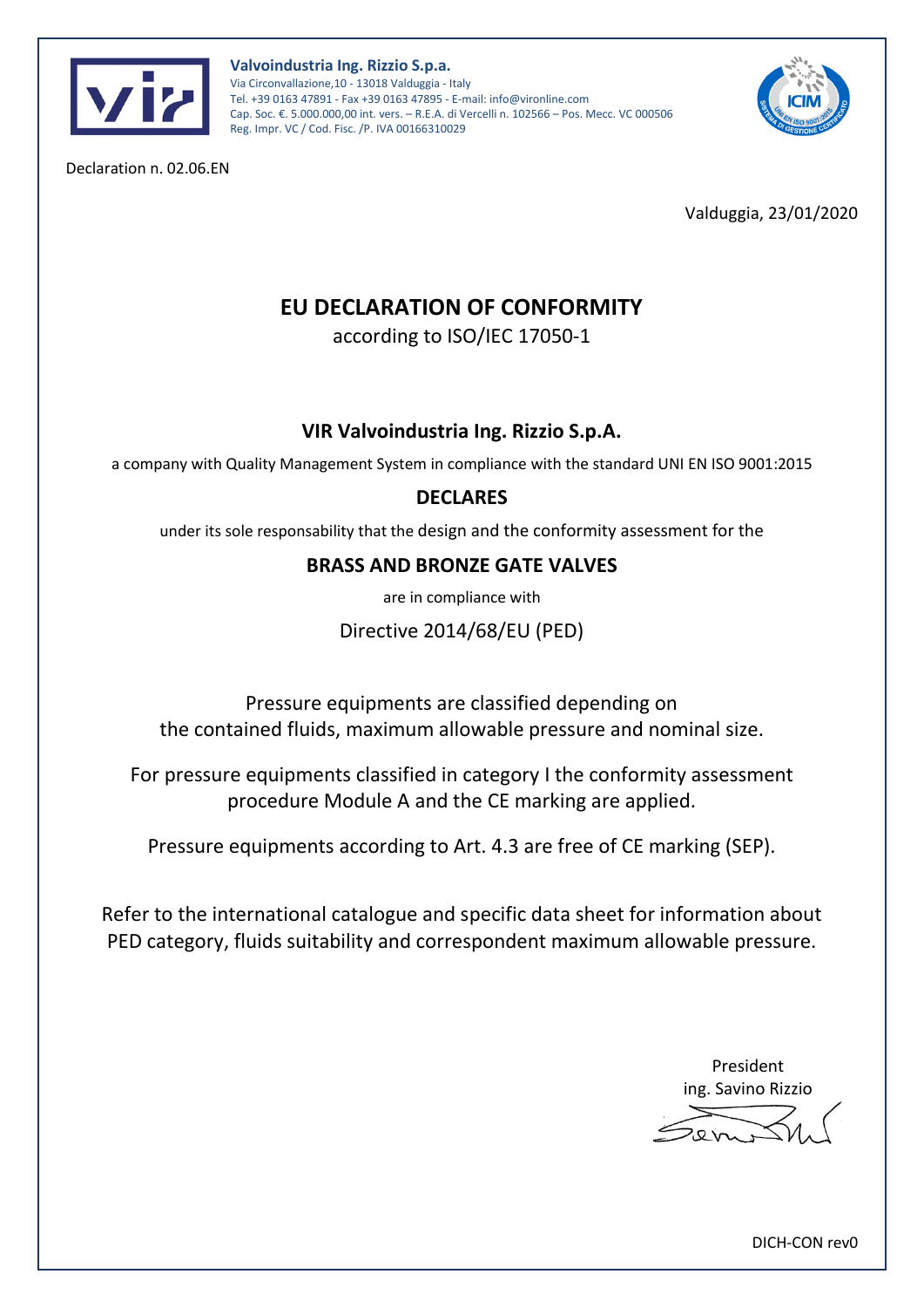**Valvoindustria Ing. Rizzio S.p.a.**
Via Circonvallazione,10 - 13018 Valduggia - Italy
Tel. +39 0163 47891 - Fax +39 0163 47895 - E-mail: info@vironline.com
Cap. Soc. €. 5.000.000,00 int. vers. – R.E.A. di Vercelli n. 102566 – Pos. Mecc. VC 000506
Reg. Impr. VC / Cod. Fisc. /P. IVA 00166310029

Declaration n. 02.06.EN

Valduggia, 23/01/2020

# EU DECLARATION OF CONFORMITY

according to ISO/IEC 17050-1

## VIR Valvoindustria Ing. Rizzio S.p.A.

a company with Quality Management System in compliance with the standard UNI EN ISO 9001:2015

**DECLARES**

under its sole responsability that the design and the conformity assessment for the

**BRASS AND BRONZE GATE VALVES**

are in compliance with

Directive 2014/68/EU (PED)

Pressure equipments are classified depending on the contained fluids, maximum allowable pressure and nominal size.

For pressure equipments classified in category I the conformity assessment procedure Module A and the CE marking are applied.

Pressure equipments according to Art. 4.3 are free of CE marking (SEP).

Refer to the international catalogue and specific data sheet for information about PED category, fluids suitability and correspondent maximum allowable pressure.

President
ing. Savino Rizzio

DICH-CON rev0